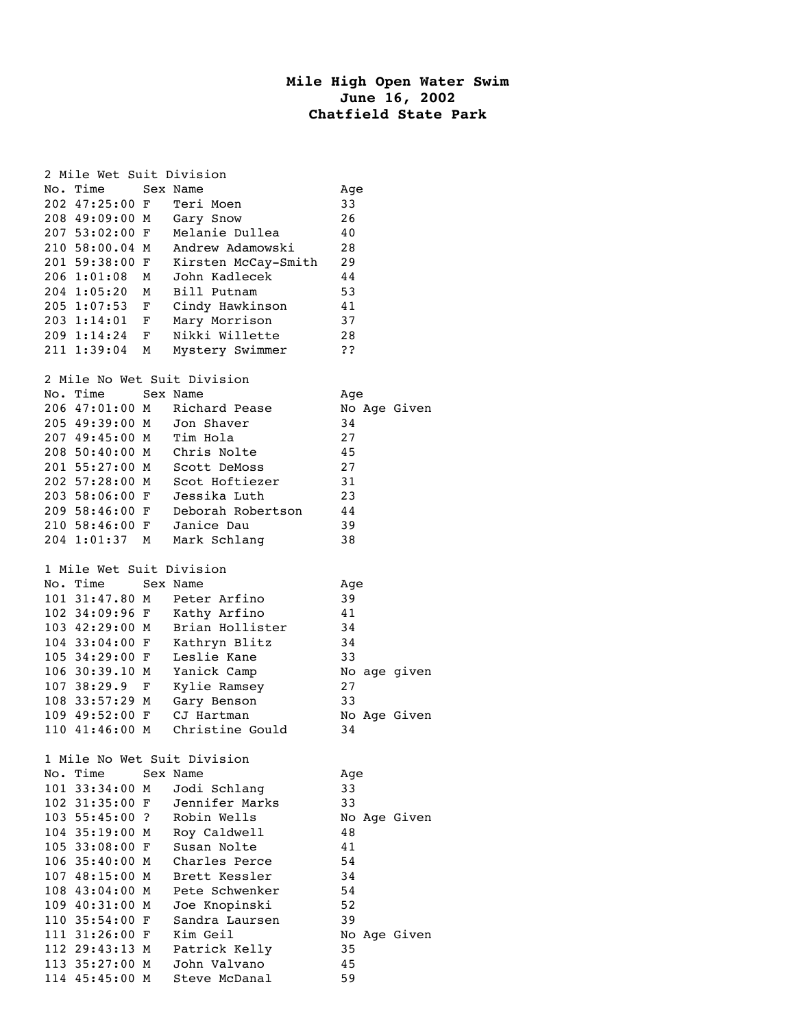# Mile High Open Water Swim
## June 16, 2002
## Chatfield State Park

### 2 Mile Wet Suit Division

| No. | Time | Sex | Name | Age |
|---|---|---|---|---|
| 202 | 47:25:00 | F | Teri Moen | 33 |
| 208 | 49:09:00 | M | Gary Snow | 26 |
| 207 | 53:02:00 | F | Melanie Dullea | 40 |
| 210 | 58:00.04 | M | Andrew Adamowski | 28 |
| 201 | 59:38:00 | F | Kirsten McCay-Smith | 29 |
| 206 | 1:01:08 | M | John Kadlecek | 44 |
| 204 | 1:05:20 | M | Bill Putnam | 53 |
| 205 | 1:07:53 | F | Cindy Hawkinson | 41 |
| 203 | 1:14:01 | F | Mary Morrison | 37 |
| 209 | 1:14:24 | F | Nikki Willette | 28 |
| 211 | 1:39:04 | M | Mystery Swimmer | ?? |

### 2 Mile No Wet Suit Division

| No. | Time | Sex | Name | Age |
|---|---|---|---|---|
| 206 | 47:01:00 | M | Richard Pease | No Age Given |
| 205 | 49:39:00 | M | Jon Shaver | 34 |
| 207 | 49:45:00 | M | Tim Hola | 27 |
| 208 | 50:40:00 | M | Chris Nolte | 45 |
| 201 | 55:27:00 | M | Scott DeMoss | 27 |
| 202 | 57:28:00 | M | Scot Hoftiezer | 31 |
| 203 | 58:06:00 | F | Jessika Luth | 23 |
| 209 | 58:46:00 | F | Deborah Robertson | 44 |
| 210 | 58:46:00 | F | Janice Dau | 39 |
| 204 | 1:01:37 | M | Mark Schlang | 38 |

### 1 Mile Wet Suit Division

| No. | Time | Sex | Name | Age |
|---|---|---|---|---|
| 101 | 31:47.80 | M | Peter Arfino | 39 |
| 102 | 34:09:96 | F | Kathy Arfino | 41 |
| 103 | 42:29:00 | M | Brian Hollister | 34 |
| 104 | 33:04:00 | F | Kathryn Blitz | 34 |
| 105 | 34:29:00 | F | Leslie Kane | 33 |
| 106 | 30:39.10 | M | Yanick Camp | No age given |
| 107 | 38:29.9 | F | Kylie Ramsey | 27 |
| 108 | 33:57:29 | M | Gary Benson | 33 |
| 109 | 49:52:00 | F | CJ Hartman | No Age Given |
| 110 | 41:46:00 | M | Christine Gould | 34 |

### 1 Mile No Wet Suit Division

| No. | Time | Sex | Name | Age |
|---|---|---|---|---|
| 101 | 33:34:00 | M | Jodi Schlang | 33 |
| 102 | 31:35:00 | F | Jennifer Marks | 33 |
| 103 | 55:45:00 | ? | Robin Wells | No Age Given |
| 104 | 35:19:00 | M | Roy Caldwell | 48 |
| 105 | 33:08:00 | F | Susan Nolte | 41 |
| 106 | 35:40:00 | M | Charles Perce | 54 |
| 107 | 48:15:00 | M | Brett Kessler | 34 |
| 108 | 43:04:00 | M | Pete Schwenker | 54 |
| 109 | 40:31:00 | M | Joe Knopinski | 52 |
| 110 | 35:54:00 | F | Sandra Laursen | 39 |
| 111 | 31:26:00 | F | Kim Geil | No Age Given |
| 112 | 29:43:13 | M | Patrick Kelly | 35 |
| 113 | 35:27:00 | M | John Valvano | 45 |
| 114 | 45:45:00 | M | Steve McDanal | 59 |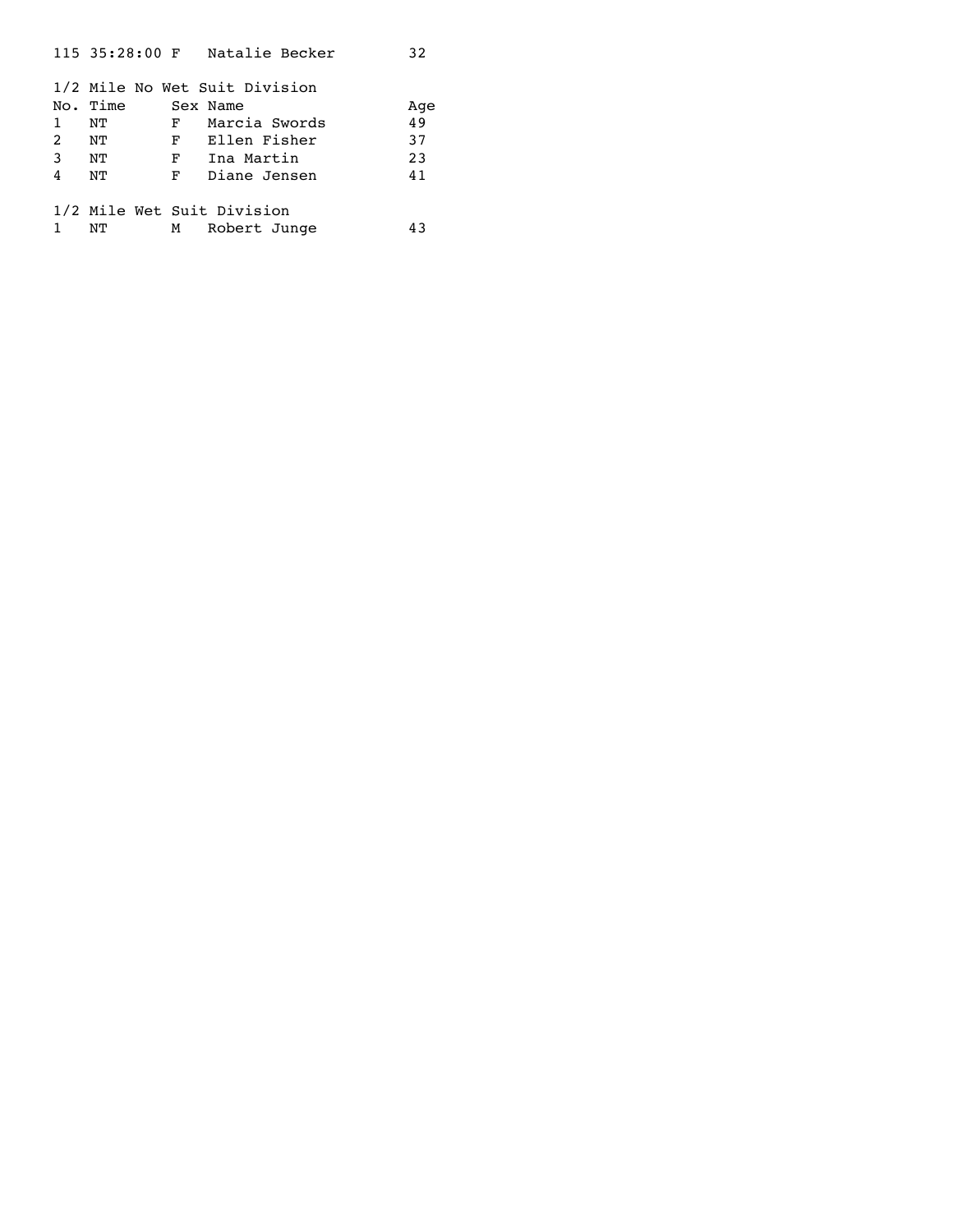| | | | | |
|---|---|---|---|---|
| 115 | 35:28:00 | F | Natalie Becker | 32 |

1/2 Mile No Wet Suit Division

| No. | Time | Sex | Name | Age |
|---|---|---|---|---|
| 1 | NT | F | Marcia Swords | 49 |
| 2 | NT | F | Ellen Fisher | 37 |
| 3 | NT | F | Ina Martin | 23 |
| 4 | NT | F | Diane Jensen | 41 |

1/2 Mile Wet Suit Division

| | | | | |
|---|---|---|---|---|
| 1 | NT | M | Robert Junge | 43 |